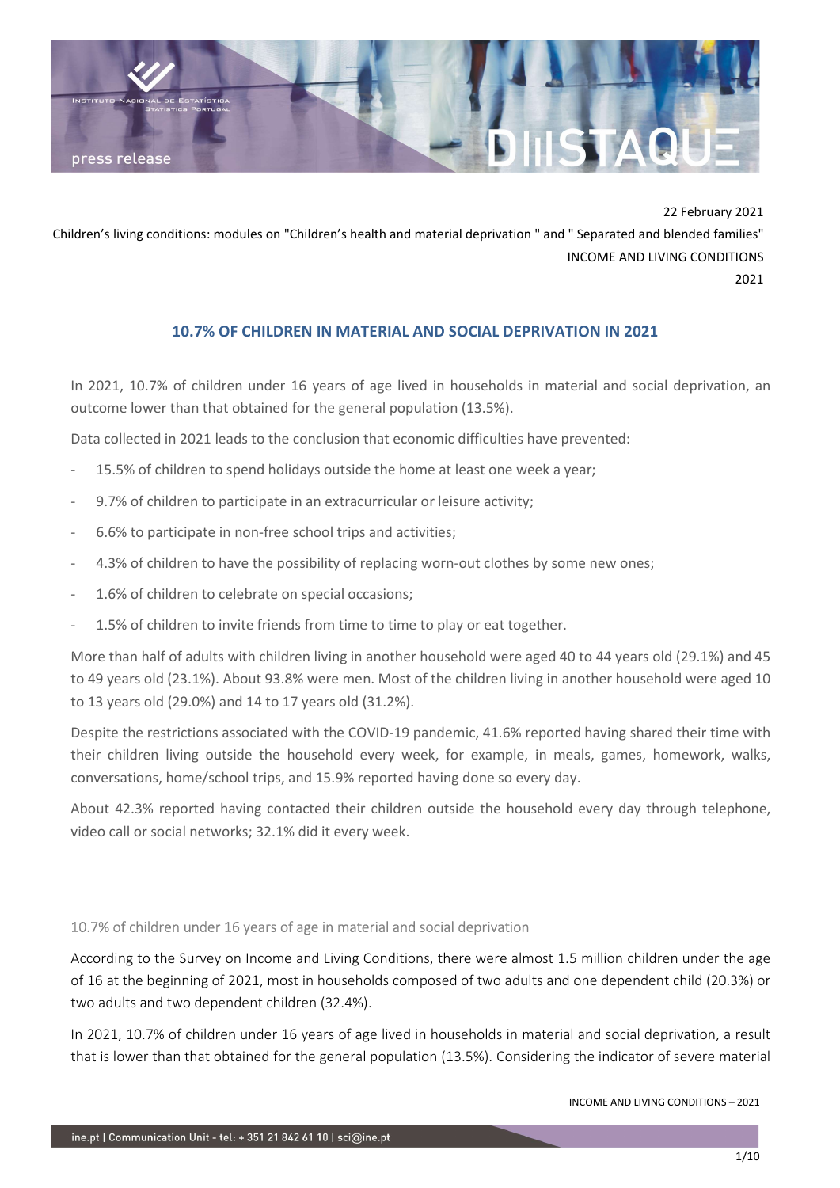22 February 2021

Children's living conditions: modules on "Children's health and material deprivation " and " Separated and blended families"
INCOME AND LIVING CONDITIONS
2021

# 10.7% OF CHILDREN IN MATERIAL AND SOCIAL DEPRIVATION IN 2021

In 2021, 10.7% of children under 16 years of age lived in households in material and social deprivation, an outcome lower than that obtained for the general population (13.5%).

Data collected in 2021 leads to the conclusion that economic difficulties have prevented:

- 15.5% of children to spend holidays outside the home at least one week a year;
- 9.7% of children to participate in an extracurricular or leisure activity;
- 6.6% to participate in non-free school trips and activities;
- 4.3% of children to have the possibility of replacing worn-out clothes by some new ones;
- 1.6% of children to celebrate on special occasions;
- 1.5% of children to invite friends from time to time to play or eat together.

More than half of adults with children living in another household were aged 40 to 44 years old (29.1%) and 45 to 49 years old (23.1%). About 93.8% were men. Most of the children living in another household were aged 10 to 13 years old (29.0%) and 14 to 17 years old (31.2%).

Despite the restrictions associated with the COVID-19 pandemic, 41.6% reported having shared their time with their children living outside the household every week, for example, in meals, games, homework, walks, conversations, home/school trips, and 15.9% reported having done so every day.

About 42.3% reported having contacted their children outside the household every day through telephone, video call or social networks; 32.1% did it every week.

---

## 10.7% of children under 16 years of age in material and social deprivation

According to the Survey on Income and Living Conditions, there were almost 1.5 million children under the age of 16 at the beginning of 2021, most in households composed of two adults and one dependent child (20.3%) or two adults and two dependent children (32.4%).

In 2021, 10.7% of children under 16 years of age lived in households in material and social deprivation, a result that is lower than that obtained for the general population (13.5%). Considering the indicator of severe material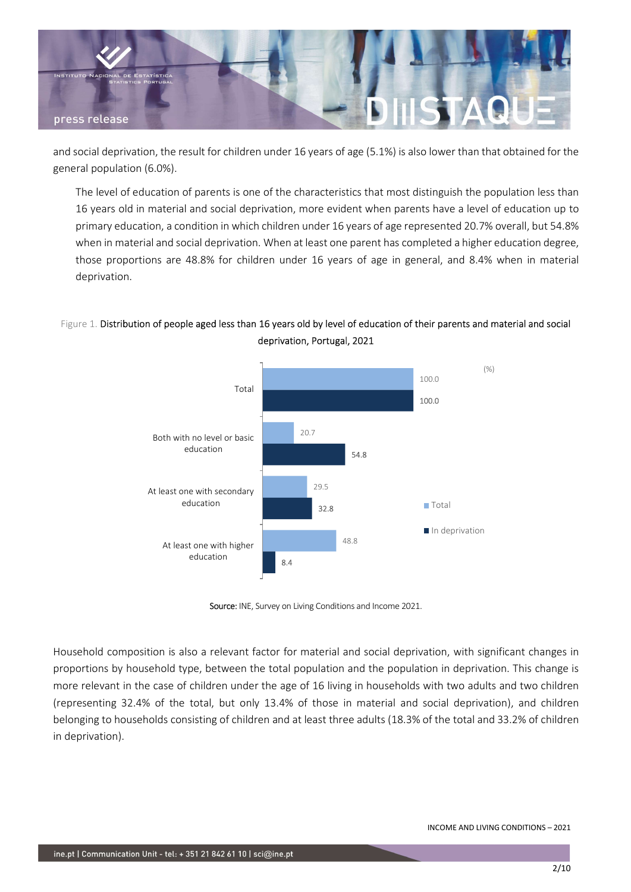and social deprivation, the result for children under 16 years of age (5.1%) is also lower than that obtained for the general population (6.0%).

The level of education of parents is one of the characteristics that most distinguish the population less than 16 years old in material and social deprivation, more evident when parents have a level of education up to primary education, a condition in which children under 16 years of age represented 20.7% overall, but 54.8% when in material and social deprivation. When at least one parent has completed a higher education degree, those proportions are 48.8% for children under 16 years of age in general, and 8.4% when in material deprivation.

Figure 1. Distribution of people aged less than 16 years old by level of education of their parents and material and social deprivation, Portugal, 2021

(%)

| | Total | In deprivation |
|---|---|---|
| Total | 100.0 | 100.0 |
| Both with no level or basic education | 20.7 | 54.8 |
| At least one with secondary education | 29.5 | 32.8 |
| At least one with higher education | 48.8 | 8.4 |

**Source:** INE, Survey on Living Conditions and Income 2021.

Household composition is also a relevant factor for material and social deprivation, with significant changes in proportions by household type, between the total population and the population in deprivation. This change is more relevant in the case of children under the age of 16 living in households with two adults and two children (representing 32.4% of the total, but only 13.4% of those in material and social deprivation), and children belonging to households consisting of children and at least three adults (18.3% of the total and 33.2% of children in deprivation).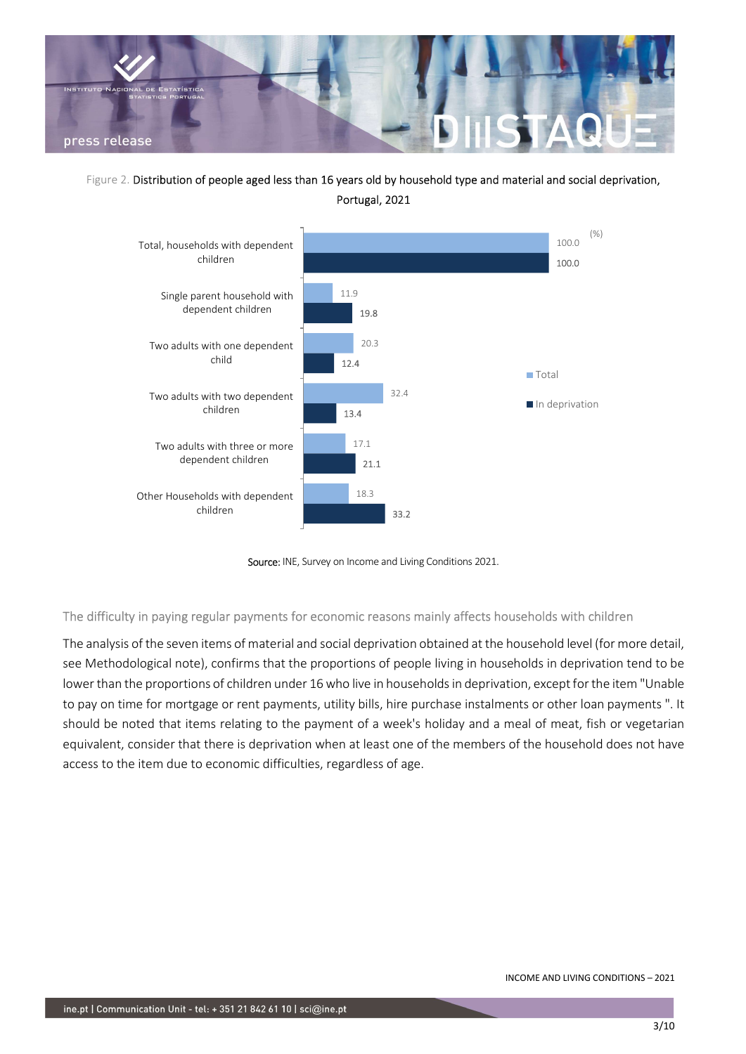Figure 2. Distribution of people aged less than 16 years old by household type and material and social deprivation, Portugal, 2021

| (%) | Total | In deprivation |
|---|---|---|
| Total, households with dependent children | 100.0 | 100.0 |
| Single parent household with dependent children | 11.9 | 19.8 |
| Two adults with one dependent child | 20.3 | 12.4 |
| Two adults with two dependent children | 32.4 | 13.4 |
| Two adults with three or more dependent children | 17.1 | 21.1 |
| Other Households with dependent children | 18.3 | 33.2 |

**Source:** INE, Survey on Income and Living Conditions 2021.

## The difficulty in paying regular payments for economic reasons mainly affects households with children

The analysis of the seven items of material and social deprivation obtained at the household level (for more detail, see Methodological note), confirms that the proportions of people living in households in deprivation tend to be lower than the proportions of children under 16 who live in households in deprivation, except for the item "Unable to pay on time for mortgage or rent payments, utility bills, hire purchase instalments or other loan payments ". It should be noted that items relating to the payment of a week's holiday and a meal of meat, fish or vegetarian equivalent, consider that there is deprivation when at least one of the members of the household does not have access to the item due to economic difficulties, regardless of age.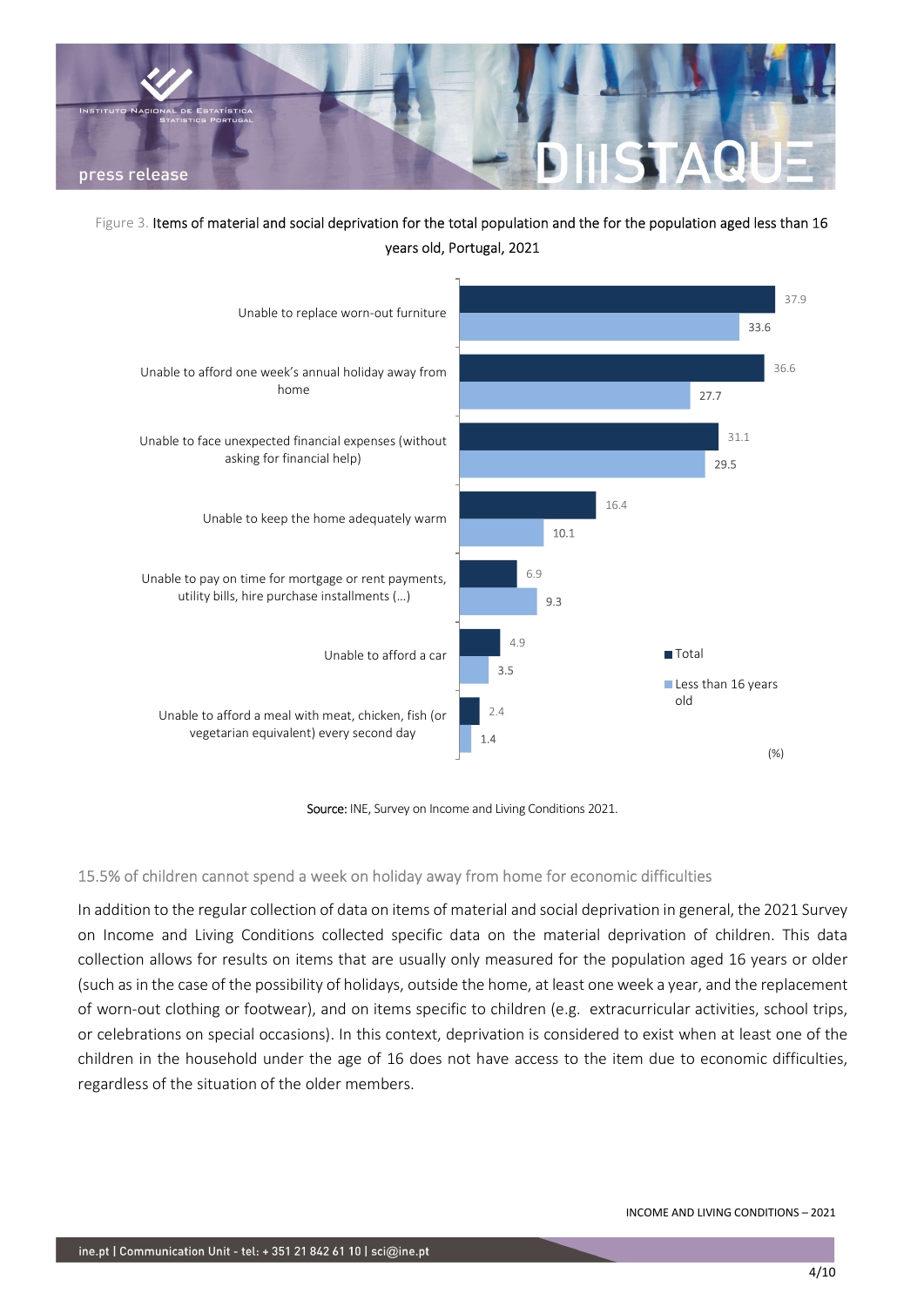Figure 3. Items of material and social deprivation for the total population and the for the population aged less than 16 years old, Portugal, 2021

| Item | Total | Less than 16 years old |
|---|---|---|
| Unable to replace worn-out furniture | 37.9 | 33.6 |
| Unable to afford one week's annual holiday away from home | 36.6 | 27.7 |
| Unable to face unexpected financial expenses (without asking for financial help) | 31.1 | 29.5 |
| Unable to keep the home adequately warm | 16.4 | 10.1 |
| Unable to pay on time for mortgage or rent payments, utility bills, hire purchase installments (...) | 6.9 | 9.3 |
| Unable to afford a car | 4.9 | 3.5 |
| Unable to afford a meal with meat, chicken, fish (or vegetarian equivalent) every second day | 2.4 | 1.4 |

(%)

**Source:** INE, Survey on Income and Living Conditions 2021.

## 15.5% of children cannot spend a week on holiday away from home for economic difficulties

In addition to the regular collection of data on items of material and social deprivation in general, the 2021 Survey on Income and Living Conditions collected specific data on the material deprivation of children. This data collection allows for results on items that are usually only measured for the population aged 16 years or older (such as in the case of the possibility of holidays, outside the home, at least one week a year, and the replacement of worn-out clothing or footwear), and on items specific to children (e.g. extracurricular activities, school trips, or celebrations on special occasions). In this context, deprivation is considered to exist when at least one of the children in the household under the age of 16 does not have access to the item due to economic difficulties, regardless of the situation of the older members.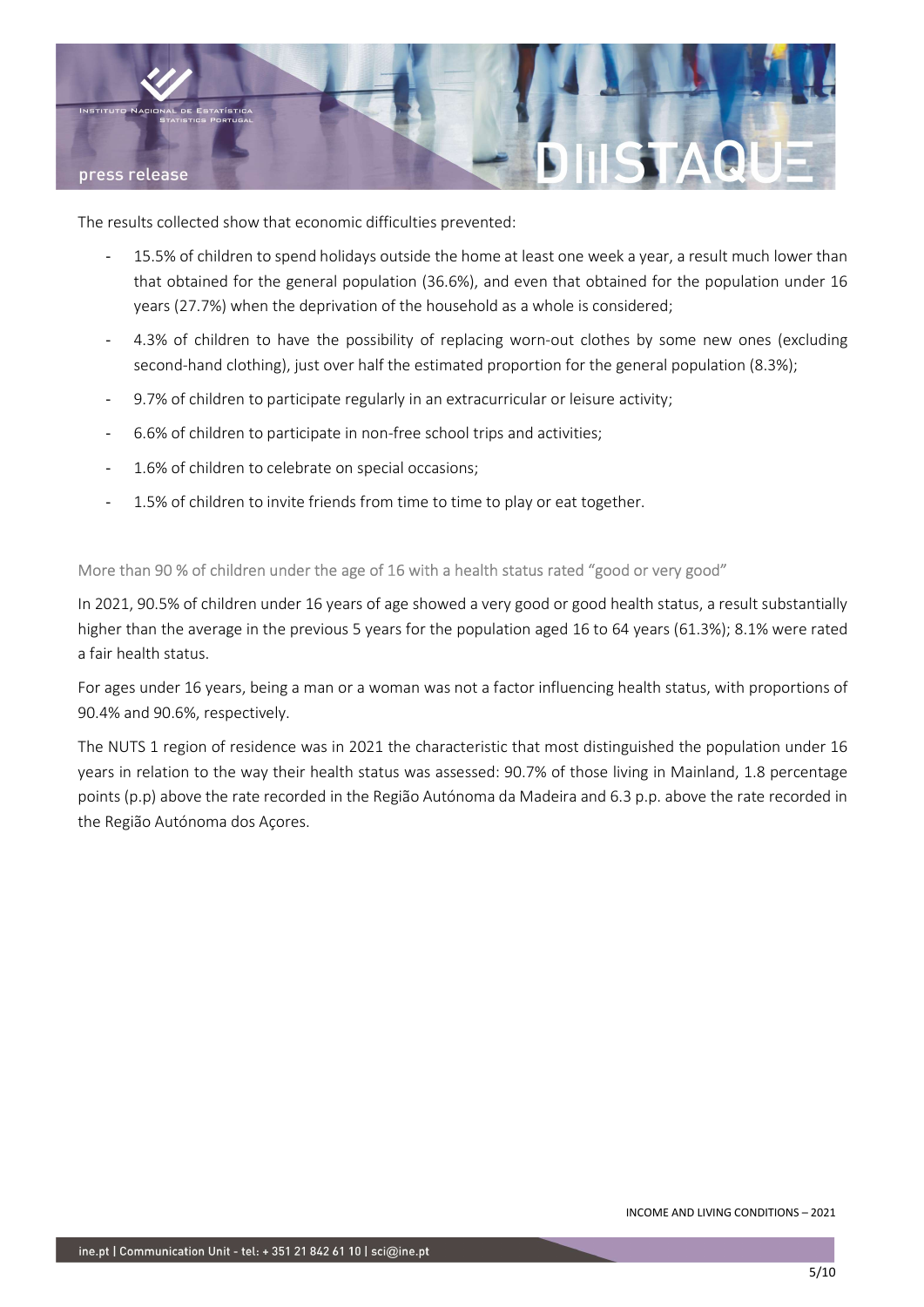The results collected show that economic difficulties prevented:

- 15.5% of children to spend holidays outside the home at least one week a year, a result much lower than that obtained for the general population (36.6%), and even that obtained for the population under 16 years (27.7%) when the deprivation of the household as a whole is considered;
- 4.3% of children to have the possibility of replacing worn-out clothes by some new ones (excluding second-hand clothing), just over half the estimated proportion for the general population (8.3%);
- 9.7% of children to participate regularly in an extracurricular or leisure activity;
- 6.6% of children to participate in non-free school trips and activities;
- 1.6% of children to celebrate on special occasions;
- 1.5% of children to invite friends from time to time to play or eat together.

## More than 90 % of children under the age of 16 with a health status rated "good or very good"

In 2021, 90.5% of children under 16 years of age showed a very good or good health status, a result substantially higher than the average in the previous 5 years for the population aged 16 to 64 years (61.3%); 8.1% were rated a fair health status.

For ages under 16 years, being a man or a woman was not a factor influencing health status, with proportions of 90.4% and 90.6%, respectively.

The NUTS 1 region of residence was in 2021 the characteristic that most distinguished the population under 16 years in relation to the way their health status was assessed: 90.7% of those living in Mainland, 1.8 percentage points (p.p) above the rate recorded in the Região Autónoma da Madeira and 6.3 p.p. above the rate recorded in the Região Autónoma dos Açores.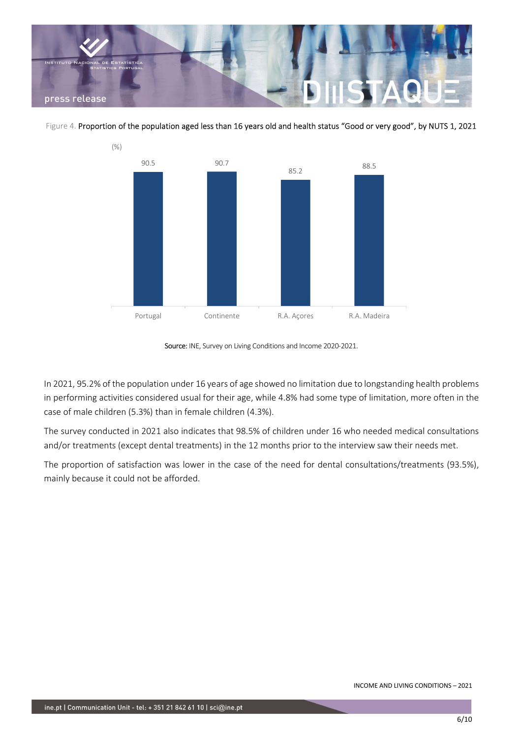Figure 4. **Proportion of the population aged less than 16 years old and health status "Good or very good", by NUTS 1, 2021**

(%)

| | Portugal | Continente | R.A. Açores | R.A. Madeira |
|---|---|---|---|---|
| % | 90.5 | 90.7 | 85.2 | 88.5 |

**Source:** INE, Survey on Living Conditions and Income 2020-2021.

In 2021, 95.2% of the population under 16 years of age showed no limitation due to longstanding health problems in performing activities considered usual for their age, while 4.8% had some type of limitation, more often in the case of male children (5.3%) than in female children (4.3%).

The survey conducted in 2021 also indicates that 98.5% of children under 16 who needed medical consultations and/or treatments (except dental treatments) in the 12 months prior to the interview saw their needs met.

The proportion of satisfaction was lower in the case of the need for dental consultations/treatments (93.5%), mainly because it could not be afforded.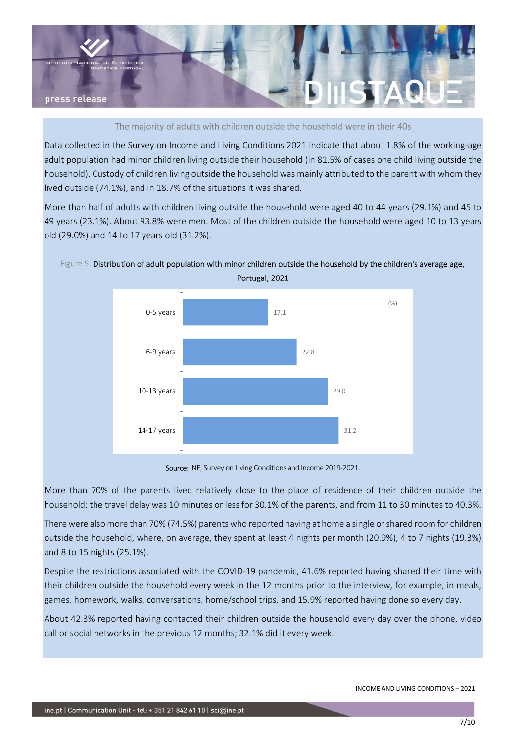## The majority of adults with children outside the household were in their 40s

Data collected in the Survey on Income and Living Conditions 2021 indicate that about 1.8% of the working-age adult population had minor children living outside their household (in 81.5% of cases one child living outside the household). Custody of children living outside the household was mainly attributed to the parent with whom they lived outside (74.1%), and in 18.7% of the situations it was shared.

More than half of adults with children living outside the household were aged 40 to 44 years (29.1%) and 45 to 49 years (23.1%). About 93.8% were men. Most of the children outside the household were aged 10 to 13 years old (29.0%) and 14 to 17 years old (31.2%).

Figure 5. **Distribution of adult population with minor children outside the household by the children's average age, Portugal, 2021**

| Children's average age | (%) |
|---|---|
| 0-5 years | 17.1 |
| 6-9 years | 22.8 |
| 10-13 years | 29.0 |
| 14-17 years | 31.2 |

**Source:** INE, Survey on Living Conditions and Income 2019-2021.

More than 70% of the parents lived relatively close to the place of residence of their children outside the household: the travel delay was 10 minutes or less for 30.1% of the parents, and from 11 to 30 minutes to 40.3%.

There were also more than 70% (74.5%) parents who reported having at home a single or shared room for children outside the household, where, on average, they spent at least 4 nights per month (20.9%), 4 to 7 nights (19.3%) and 8 to 15 nights (25.1%).

Despite the restrictions associated with the COVID-19 pandemic, 41.6% reported having shared their time with their children outside the household every week in the 12 months prior to the interview, for example, in meals, games, homework, walks, conversations, home/school trips, and 15.9% reported having done so every day.

About 42.3% reported having contacted their children outside the household every day over the phone, video call or social networks in the previous 12 months; 32.1% did it every week.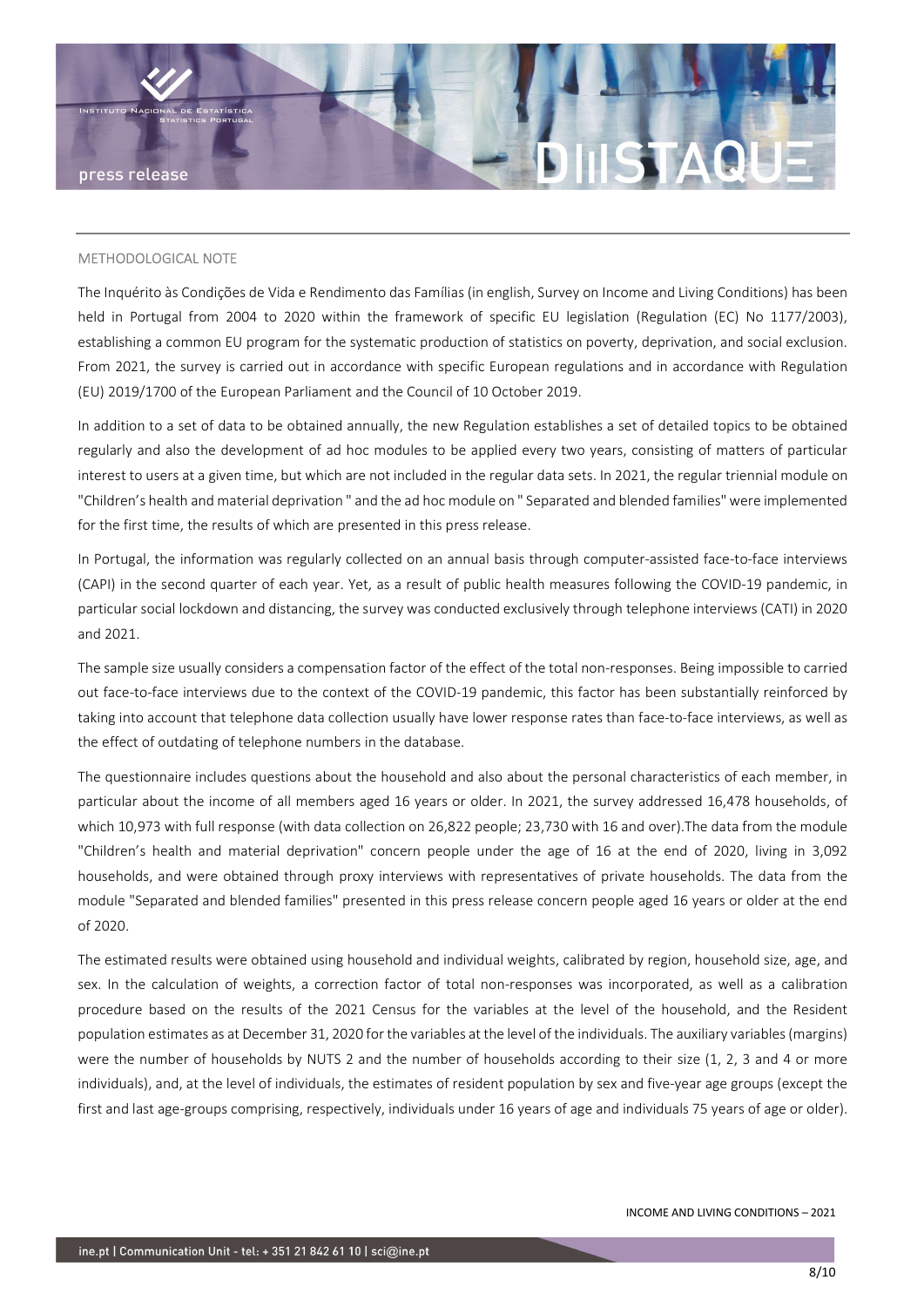## METHODOLOGICAL NOTE

The Inquérito às Condições de Vida e Rendimento das Famílias (in english, Survey on Income and Living Conditions) has been held in Portugal from 2004 to 2020 within the framework of specific EU legislation (Regulation (EC) No 1177/2003), establishing a common EU program for the systematic production of statistics on poverty, deprivation, and social exclusion. From 2021, the survey is carried out in accordance with specific European regulations and in accordance with Regulation (EU) 2019/1700 of the European Parliament and the Council of 10 October 2019.

In addition to a set of data to be obtained annually, the new Regulation establishes a set of detailed topics to be obtained regularly and also the development of ad hoc modules to be applied every two years, consisting of matters of particular interest to users at a given time, but which are not included in the regular data sets. In 2021, the regular triennial module on "Children's health and material deprivation " and the ad hoc module on " Separated and blended families" were implemented for the first time, the results of which are presented in this press release.

In Portugal, the information was regularly collected on an annual basis through computer-assisted face-to-face interviews (CAPI) in the second quarter of each year. Yet, as a result of public health measures following the COVID-19 pandemic, in particular social lockdown and distancing, the survey was conducted exclusively through telephone interviews (CATI) in 2020 and 2021.

The sample size usually considers a compensation factor of the effect of the total non-responses. Being impossible to carried out face-to-face interviews due to the context of the COVID-19 pandemic, this factor has been substantially reinforced by taking into account that telephone data collection usually have lower response rates than face-to-face interviews, as well as the effect of outdating of telephone numbers in the database.

The questionnaire includes questions about the household and also about the personal characteristics of each member, in particular about the income of all members aged 16 years or older. In 2021, the survey addressed 16,478 households, of which 10,973 with full response (with data collection on 26,822 people; 23,730 with 16 and over).The data from the module "Children's health and material deprivation" concern people under the age of 16 at the end of 2020, living in 3,092 households, and were obtained through proxy interviews with representatives of private households. The data from the module "Separated and blended families" presented in this press release concern people aged 16 years or older at the end of 2020.

The estimated results were obtained using household and individual weights, calibrated by region, household size, age, and sex. In the calculation of weights, a correction factor of total non-responses was incorporated, as well as a calibration procedure based on the results of the 2021 Census for the variables at the level of the household, and the Resident population estimates as at December 31, 2020 for the variables at the level of the individuals. The auxiliary variables (margins) were the number of households by NUTS 2 and the number of households according to their size (1, 2, 3 and 4 or more individuals), and, at the level of individuals, the estimates of resident population by sex and five-year age groups (except the first and last age-groups comprising, respectively, individuals under 16 years of age and individuals 75 years of age or older).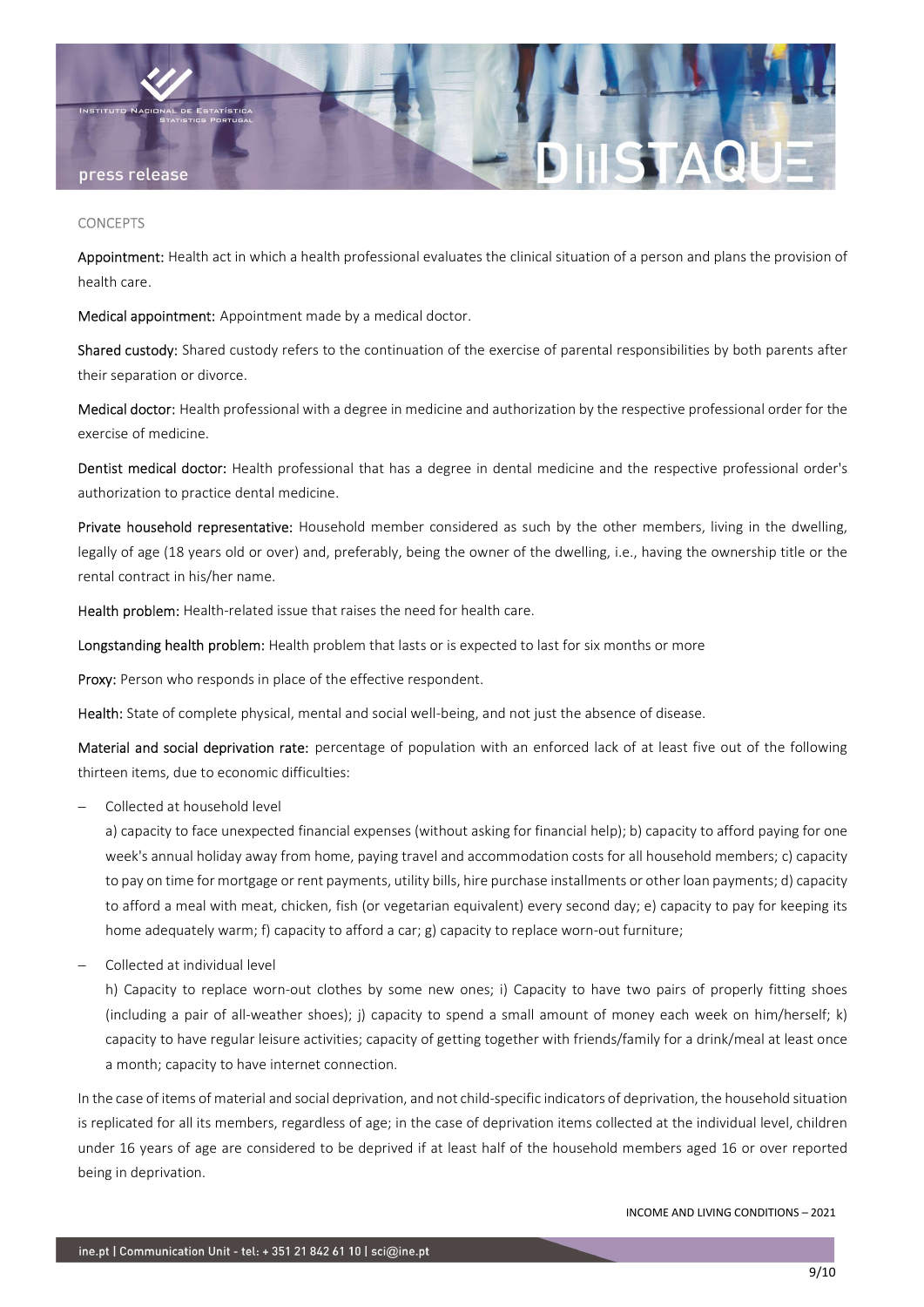## CONCEPTS

**Appointment:** Health act in which a health professional evaluates the clinical situation of a person and plans the provision of health care.

**Medical appointment:** Appointment made by a medical doctor.

**Shared custody:** Shared custody refers to the continuation of the exercise of parental responsibilities by both parents after their separation or divorce.

**Medical doctor:** Health professional with a degree in medicine and authorization by the respective professional order for the exercise of medicine.

**Dentist medical doctor:** Health professional that has a degree in dental medicine and the respective professional order's authorization to practice dental medicine.

**Private household representative:** Household member considered as such by the other members, living in the dwelling, legally of age (18 years old or over) and, preferably, being the owner of the dwelling, i.e., having the ownership title or the rental contract in his/her name.

**Health problem:** Health-related issue that raises the need for health care.

**Longstanding health problem:** Health problem that lasts or is expected to last for six months or more

**Proxy:** Person who responds in place of the effective respondent.

**Health:** State of complete physical, mental and social well-being, and not just the absence of disease.

**Material and social deprivation rate:** percentage of population with an enforced lack of at least five out of the following thirteen items, due to economic difficulties:

- Collected at household level

  a) capacity to face unexpected financial expenses (without asking for financial help); b) capacity to afford paying for one week's annual holiday away from home, paying travel and accommodation costs for all household members; c) capacity to pay on time for mortgage or rent payments, utility bills, hire purchase installments or other loan payments; d) capacity to afford a meal with meat, chicken, fish (or vegetarian equivalent) every second day; e) capacity to pay for keeping its home adequately warm; f) capacity to afford a car; g) capacity to replace worn-out furniture;

- Collected at individual level

  h) Capacity to replace worn-out clothes by some new ones; i) Capacity to have two pairs of properly fitting shoes (including a pair of all-weather shoes); j) capacity to spend a small amount of money each week on him/herself; k) capacity to have regular leisure activities; capacity of getting together with friends/family for a drink/meal at least once a month; capacity to have internet connection.

In the case of items of material and social deprivation, and not child-specific indicators of deprivation, the household situation is replicated for all its members, regardless of age; in the case of deprivation items collected at the individual level, children under 16 years of age are considered to be deprived if at least half of the household members aged 16 or over reported being in deprivation.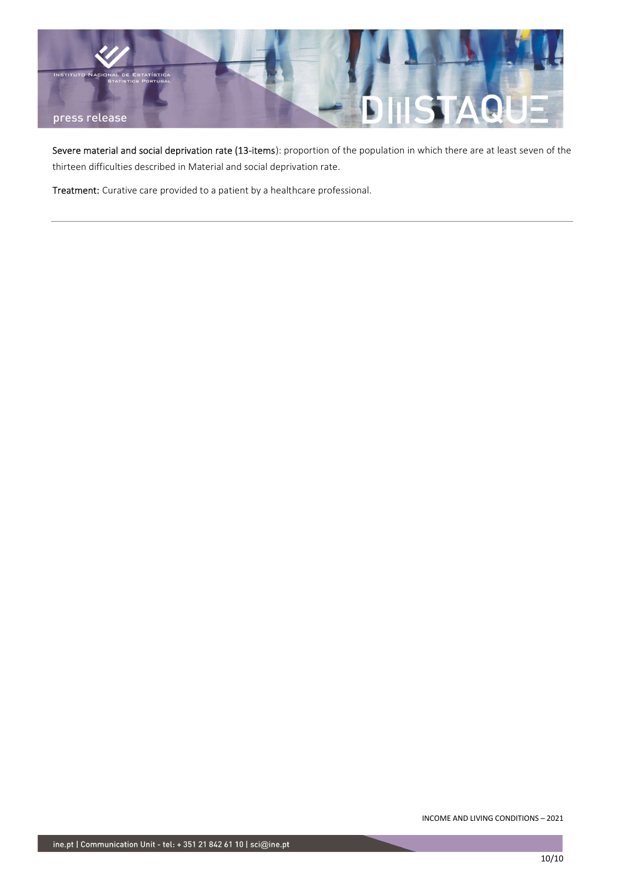**Severe material and social deprivation rate (13-items)**: proportion of the population in which there are at least seven of the thirteen difficulties described in Material and social deprivation rate.

**Treatment:** Curative care provided to a patient by a healthcare professional.

---